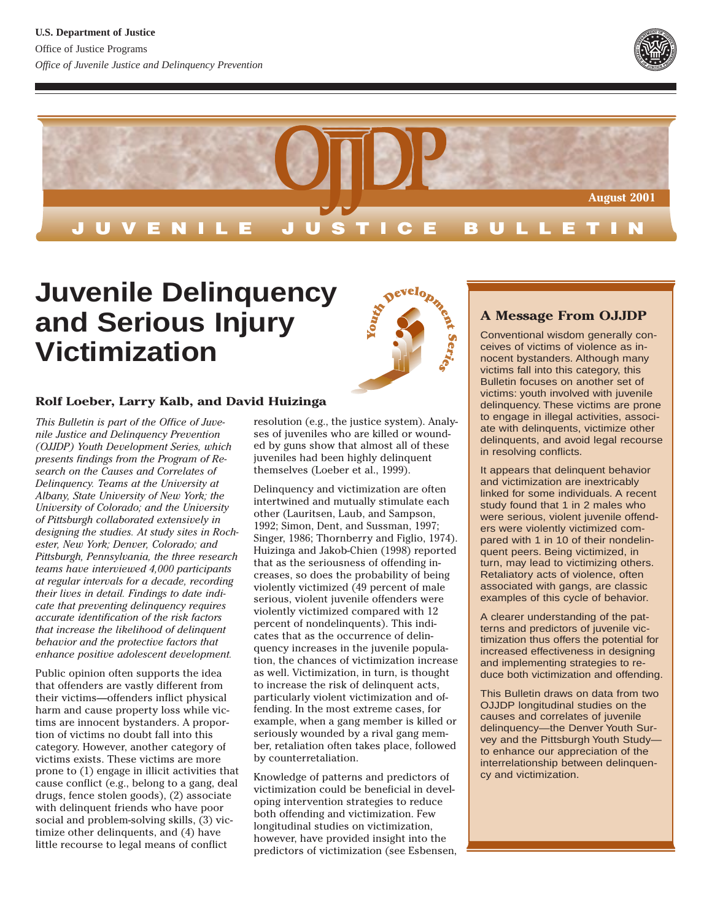U.S. Department of Justice

Office of Justice Programs

*Office of Juvenile Justice and Delinquency Prevention*

OJJDP

August 2001

JUVENILE JUSTICE BULLETIN

# Juvenile Delinquency and Serious Injury Victimization

Youth Development Series

**Rolf Loeber, Larry Kalb, and David Huizinga**

*This Bulletin is part of the Office of Juvenile Justice and Delinquency Prevention (OJJDP) Youth Development Series, which presents findings from the Program of Research on the Causes and Correlates of Delinquency. Teams at the University at Albany, State University of New York; the University of Colorado; and the University of Pittsburgh collaborated extensively in designing the studies. At study sites in Rochester, New York; Denver, Colorado; and Pittsburgh, Pennsylvania, the three research teams have interviewed 4,000 participants at regular intervals for a decade, recording their lives in detail. Findings to date indicate that preventing delinquency requires accurate identification of the risk factors that increase the likelihood of delinquent behavior and the protective factors that enhance positive adolescent development.*

Public opinion often supports the idea that offenders are vastly different from their victims—offenders inflict physical harm and cause property loss while victims are innocent bystanders. A proportion of victims no doubt fall into this category. However, another category of victims exists. These victims are more prone to (1) engage in illicit activities that cause conflict (e.g., belong to a gang, deal drugs, fence stolen goods), (2) associate with delinquent friends who have poor social and problem-solving skills, (3) victimize other delinquents, and (4) have little recourse to legal means of conflict resolution (e.g., the justice system). Analyses of juveniles who are killed or wounded by guns show that almost all of these juveniles had been highly delinquent themselves (Loeber et al., 1999).

Delinquency and victimization are often intertwined and mutually stimulate each other (Lauritsen, Laub, and Sampson, 1992; Simon, Dent, and Sussman, 1997; Singer, 1986; Thornberry and Figlio, 1974). Huizinga and Jakob-Chien (1998) reported that as the seriousness of offending increases, so does the probability of being violently victimized (49 percent of male serious, violent juvenile offenders were violently victimized compared with 12 percent of nondelinquents). This indicates that as the occurrence of delinquency increases in the juvenile population, the chances of victimization increase as well. Victimization, in turn, is thought to increase the risk of delinquent acts, particularly violent victimization and offending. In the most extreme cases, for example, when a gang member is killed or seriously wounded by a rival gang member, retaliation often takes place, followed by counterretaliation.

Knowledge of patterns and predictors of victimization could be beneficial in developing intervention strategies to reduce both offending and victimization. Few longitudinal studies on victimization, however, have provided insight into the predictors of victimization (see Esbensen,

### A Message From OJJDP

Conventional wisdom generally conceives of victims of violence as innocent bystanders. Although many victims fall into this category, this Bulletin focuses on another set of victims: youth involved with juvenile delinquency. These victims are prone to engage in illegal activities, associate with delinquents, victimize other delinquents, and avoid legal recourse in resolving conflicts.

It appears that delinquent behavior and victimization are inextricably linked for some individuals. A recent study found that 1 in 2 males who were serious, violent juvenile offenders were violently victimized compared with 1 in 10 of their nondelinquent peers. Being victimized, in turn, may lead to victimizing others. Retaliatory acts of violence, often associated with gangs, are classic examples of this cycle of behavior.

A clearer understanding of the patterns and predictors of juvenile victimization thus offers the potential for increased effectiveness in designing and implementing strategies to reduce both victimization and offending.

This Bulletin draws on data from two OJJDP longitudinal studies on the causes and correlates of juvenile delinquency—the Denver Youth Survey and the Pittsburgh Youth Study—to enhance our appreciation of the interrelationship between delinquency and victimization.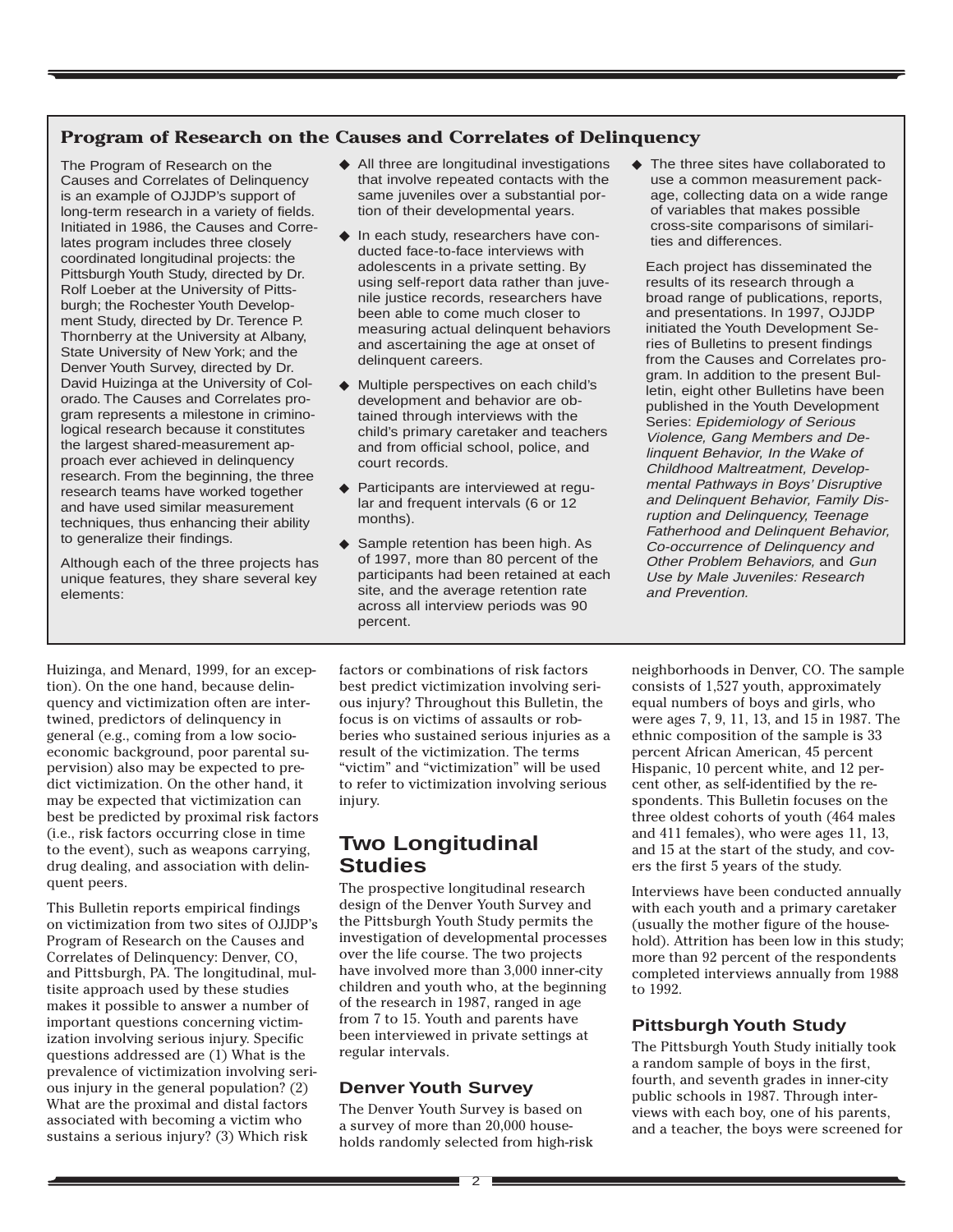## Program of Research on the Causes and Correlates of Delinquency

The Program of Research on the Causes and Correlates of Delinquency is an example of OJJDP's support of long-term research in a variety of fields. Initiated in 1986, the Causes and Correlates program includes three closely coordinated longitudinal projects: the Pittsburgh Youth Study, directed by Dr. Rolf Loeber at the University of Pittsburgh; the Rochester Youth Development Study, directed by Dr. Terence P. Thornberry at the University at Albany, State University of New York; and the Denver Youth Survey, directed by Dr. David Huizinga at the University of Colorado. The Causes and Correlates program represents a milestone in criminological research because it constitutes the largest shared-measurement approach ever achieved in delinquency research. From the beginning, the three research teams have worked together and have used similar measurement techniques, thus enhancing their ability to generalize their findings.

Although each of the three projects has unique features, they share several key elements:

- All three are longitudinal investigations that involve repeated contacts with the same juveniles over a substantial portion of their developmental years.
- In each study, researchers have conducted face-to-face interviews with adolescents in a private setting. By using self-report data rather than juvenile justice records, researchers have been able to come much closer to measuring actual delinquent behaviors and ascertaining the age at onset of delinquent careers.
- Multiple perspectives on each child's development and behavior are obtained through interviews with the child's primary caretaker and teachers and from official school, police, and court records.
- Participants are interviewed at regular and frequent intervals (6 or 12 months).
- Sample retention has been high. As of 1997, more than 80 percent of the participants had been retained at each site, and the average retention rate across all interview periods was 90 percent.
- The three sites have collaborated to use a common measurement package, collecting data on a wide range of variables that makes possible cross-site comparisons of similarities and differences.

Each project has disseminated the results of its research through a broad range of publications, reports, and presentations. In 1997, OJJDP initiated the Youth Development Series of Bulletins to present findings from the Causes and Correlates program. In addition to the present Bulletin, eight other Bulletins have been published in the Youth Development Series: *Epidemiology of Serious Violence, Gang Members and Delinquent Behavior, In the Wake of Childhood Maltreatment, Developmental Pathways in Boys' Disruptive and Delinquent Behavior, Family Disruption and Delinquency, Teenage Fatherhood and Delinquent Behavior, Co-occurrence of Delinquency and Other Problem Behaviors,* and *Gun Use by Male Juveniles: Research and Prevention.*

---

Huizinga, and Menard, 1999, for an exception). On the one hand, because delinquency and victimization often are intertwined, predictors of delinquency in general (e.g., coming from a low socioeconomic background, poor parental supervision) also may be expected to predict victimization. On the other hand, it may be expected that victimization can best be predicted by proximal risk factors (i.e., risk factors occurring close in time to the event), such as weapons carrying, drug dealing, and association with delinquent peers.

This Bulletin reports empirical findings on victimization from two sites of OJJDP's Program of Research on the Causes and Correlates of Delinquency: Denver, CO, and Pittsburgh, PA. The longitudinal, multisite approach used by these studies makes it possible to answer a number of important questions concerning victimization involving serious injury. Specific questions addressed are (1) What is the prevalence of victimization involving serious injury in the general population? (2) What are the proximal and distal factors associated with becoming a victim who sustains a serious injury? (3) Which risk factors or combinations of risk factors best predict victimization involving serious injury? Throughout this Bulletin, the focus is on victims of assaults or robberies who sustained serious injuries as a result of the victimization. The terms "victim" and "victimization" will be used to refer to victimization involving serious injury.

## Two Longitudinal Studies

The prospective longitudinal research design of the Denver Youth Survey and the Pittsburgh Youth Study permits the investigation of developmental processes over the life course. The two projects have involved more than 3,000 inner-city children and youth who, at the beginning of the research in 1987, ranged in age from 7 to 15. Youth and parents have been interviewed in private settings at regular intervals.

### Denver Youth Survey

The Denver Youth Survey is based on a survey of more than 20,000 households randomly selected from high-risk neighborhoods in Denver, CO. The sample consists of 1,527 youth, approximately equal numbers of boys and girls, who were ages 7, 9, 11, 13, and 15 in 1987. The ethnic composition of the sample is 33 percent African American, 45 percent Hispanic, 10 percent white, and 12 percent other, as self-identified by the respondents. This Bulletin focuses on the three oldest cohorts of youth (464 males and 411 females), who were ages 11, 13, and 15 at the start of the study, and covers the first 5 years of the study.

Interviews have been conducted annually with each youth and a primary caretaker (usually the mother figure of the household). Attrition has been low in this study; more than 92 percent of the respondents completed interviews annually from 1988 to 1992.

### Pittsburgh Youth Study

The Pittsburgh Youth Study initially took a random sample of boys in the first, fourth, and seventh grades in inner-city public schools in 1987. Through interviews with each boy, one of his parents, and a teacher, the boys were screened for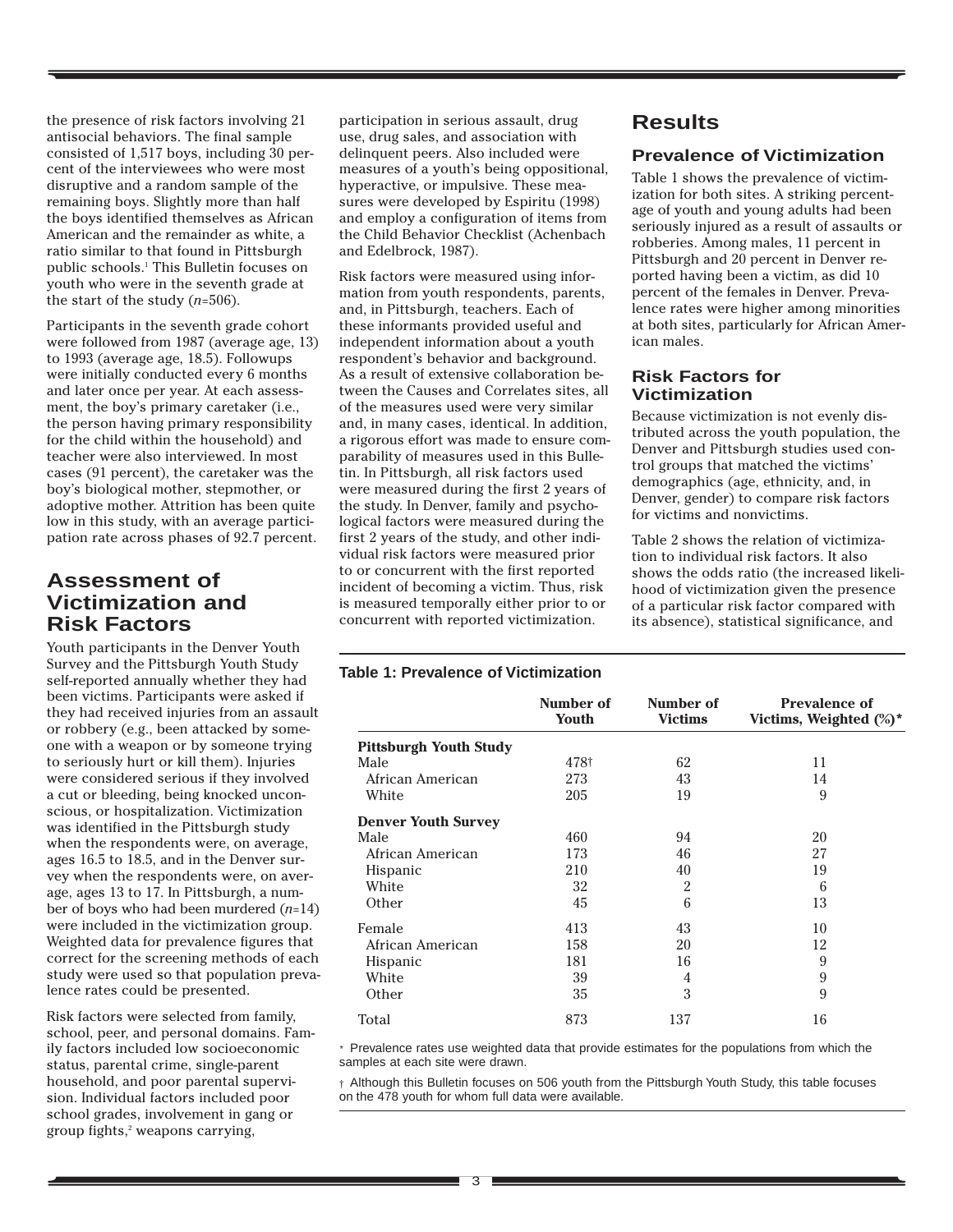the presence of risk factors involving 21 antisocial behaviors. The final sample consisted of 1,517 boys, including 30 percent of the interviewees who were most disruptive and a random sample of the remaining boys. Slightly more than half the boys identified themselves as African American and the remainder as white, a ratio similar to that found in Pittsburgh public schools.[1] This Bulletin focuses on youth who were in the seventh grade at the start of the study (*n*=506).

Participants in the seventh grade cohort were followed from 1987 (average age, 13) to 1993 (average age, 18.5). Followups were initially conducted every 6 months and later once per year. At each assessment, the boy's primary caretaker (i.e., the person having primary responsibility for the child within the household) and teacher were also interviewed. In most cases (91 percent), the caretaker was the boy's biological mother, stepmother, or adoptive mother. Attrition has been quite low in this study, with an average participation rate across phases of 92.7 percent.

## Assessment of Victimization and Risk Factors

Youth participants in the Denver Youth Survey and the Pittsburgh Youth Study self-reported annually whether they had been victims. Participants were asked if they had received injuries from an assault or robbery (e.g., been attacked by someone with a weapon or by someone trying to seriously hurt or kill them). Injuries were considered serious if they involved a cut or bleeding, being knocked unconscious, or hospitalization. Victimization was identified in the Pittsburgh study when the respondents were, on average, ages 16.5 to 18.5, and in the Denver survey when the respondents were, on average, ages 13 to 17. In Pittsburgh, a number of boys who had been murdered (*n*=14) were included in the victimization group. Weighted data for prevalence figures that correct for the screening methods of each study were used so that population prevalence rates could be presented.

Risk factors were selected from family, school, peer, and personal domains. Family factors included low socioeconomic status, parental crime, single-parent household, and poor parental supervision. Individual factors included poor school grades, involvement in gang or group fights,[2] weapons carrying, participation in serious assault, drug use, drug sales, and association with delinquent peers. Also included were measures of a youth's being oppositional, hyperactive, or impulsive. These measures were developed by Espiritu (1998) and employ a configuration of items from the Child Behavior Checklist (Achenbach and Edelbrock, 1987).

Risk factors were measured using information from youth respondents, parents, and, in Pittsburgh, teachers. Each of these informants provided useful and independent information about a youth respondent's behavior and background. As a result of extensive collaboration between the Causes and Correlates sites, all of the measures used were very similar and, in many cases, identical. In addition, a rigorous effort was made to ensure comparability of measures used in this Bulletin. In Pittsburgh, all risk factors used were measured during the first 2 years of the study. In Denver, family and psychological factors were measured during the first 2 years of the study, and other individual risk factors were measured prior to or concurrent with the first reported incident of becoming a victim. Thus, risk is measured temporally either prior to or concurrent with reported victimization.

# Results

## Prevalence of Victimization

Table 1 shows the prevalence of victimization for both sites. A striking percentage of youth and young adults had been seriously injured as a result of assaults or robberies. Among males, 11 percent in Pittsburgh and 20 percent in Denver reported having been a victim, as did 10 percent of the females in Denver. Prevalence rates were higher among minorities at both sites, particularly for African American males.

## Risk Factors for Victimization

Because victimization is not evenly distributed across the youth population, the Denver and Pittsburgh studies used control groups that matched the victims' demographics (age, ethnicity, and, in Denver, gender) to compare risk factors for victims and nonvictims.

Table 2 shows the relation of victimization to individual risk factors. It also shows the odds ratio (the increased likelihood of victimization given the presence of a particular risk factor compared with its absence), statistical significance, and

**Table 1: Prevalence of Victimization**

| | Number of Youth | Number of Victims | Prevalence of Victims, Weighted (%)* |
|---|---|---|---|
| **Pittsburgh Youth Study** | | | |
| Male | 478† | 62 | 11 |
| African American | 273 | 43 | 14 |
| White | 205 | 19 | 9 |
| **Denver Youth Survey** | | | |
| Male | 460 | 94 | 20 |
| African American | 173 | 46 | 27 |
| Hispanic | 210 | 40 | 19 |
| White | 32 | 2 | 6 |
| Other | 45 | 6 | 13 |
| Female | 413 | 43 | 10 |
| African American | 158 | 20 | 12 |
| Hispanic | 181 | 16 | 9 |
| White | 39 | 4 | 9 |
| Other | 35 | 3 | 9 |
| Total | 873 | 137 | 16 |

\* Prevalence rates use weighted data that provide estimates for the populations from which the samples at each site were drawn.

† Although this Bulletin focuses on 506 youth from the Pittsburgh Youth Study, this table focuses on the 478 youth for whom full data were available.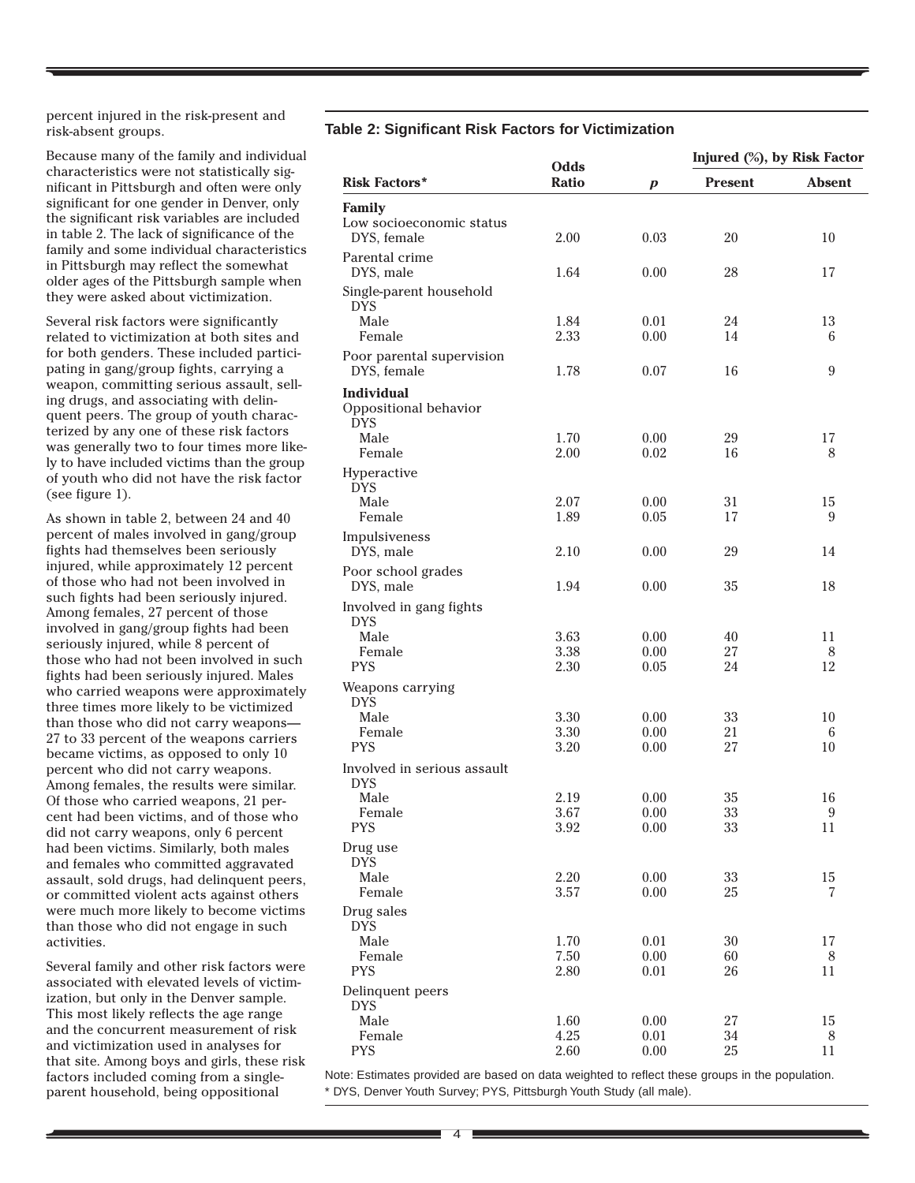percent injured in the risk-present and risk-absent groups.

Because many of the family and individual characteristics were not statistically significant in Pittsburgh and often were only significant for one gender in Denver, only the significant risk variables are included in table 2. The lack of significance of the family and some individual characteristics in Pittsburgh may reflect the somewhat older ages of the Pittsburgh sample when they were asked about victimization.

Several risk factors were significantly related to victimization at both sites and for both genders. These included participating in gang/group fights, carrying a weapon, committing serious assault, selling drugs, and associating with delinquent peers. The group of youth characterized by any one of these risk factors was generally two to four times more likely to have included victims than the group of youth who did not have the risk factor (see figure 1).

As shown in table 2, between 24 and 40 percent of males involved in gang/group fights had themselves been seriously injured, while approximately 12 percent of those who had not been involved in such fights had been seriously injured. Among females, 27 percent of those involved in gang/group fights had been seriously injured, while 8 percent of those who had not been involved in such fights had been seriously injured. Males who carried weapons were approximately three times more likely to be victimized than those who did not carry weapons—27 to 33 percent of the weapons carriers became victims, as opposed to only 10 percent who did not carry weapons. Among females, the results were similar. Of those who carried weapons, 21 percent had been victims, and of those who did not carry weapons, only 6 percent had been victims. Similarly, both males and females who committed aggravated assault, sold drugs, had delinquent peers, or committed violent acts against others were much more likely to become victims than those who did not engage in such activities.

Several family and other risk factors were associated with elevated levels of victimization, but only in the Denver sample. This most likely reflects the age range and the concurrent measurement of risk and victimization used in analyses for that site. Among boys and girls, these risk factors included coming from a single-parent household, being oppositional

**Table 2: Significant Risk Factors for Victimization**

| Risk Factors* | Odds Ratio | *p* | Injured (%), by Risk Factor | |
|---|---|---|---|---|
| | | | Present | Absent |
| **Family** | | | | |
| Low socioeconomic status | | | | |
| DYS, female | 2.00 | 0.03 | 20 | 10 |
| Parental crime | | | | |
| DYS, male | 1.64 | 0.00 | 28 | 17 |
| Single-parent household | | | | |
| DYS | | | | |
| Male | 1.84 | 0.01 | 24 | 13 |
| Female | 2.33 | 0.00 | 14 | 6 |
| Poor parental supervision | | | | |
| DYS, female | 1.78 | 0.07 | 16 | 9 |
| **Individual** | | | | |
| Oppositional behavior | | | | |
| DYS | | | | |
| Male | 1.70 | 0.00 | 29 | 17 |
| Female | 2.00 | 0.02 | 16 | 8 |
| Hyperactive | | | | |
| DYS | | | | |
| Male | 2.07 | 0.00 | 31 | 15 |
| Female | 1.89 | 0.05 | 17 | 9 |
| Impulsiveness | | | | |
| DYS, male | 2.10 | 0.00 | 29 | 14 |
| Poor school grades | | | | |
| DYS, male | 1.94 | 0.00 | 35 | 18 |
| Involved in gang fights | | | | |
| DYS | | | | |
| Male | 3.63 | 0.00 | 40 | 11 |
| Female | 3.38 | 0.00 | 27 | 8 |
| PYS | 2.30 | 0.05 | 24 | 12 |
| Weapons carrying | | | | |
| DYS | | | | |
| Male | 3.30 | 0.00 | 33 | 10 |
| Female | 3.30 | 0.00 | 21 | 6 |
| PYS | 3.20 | 0.00 | 27 | 10 |
| Involved in serious assault | | | | |
| DYS | | | | |
| Male | 2.19 | 0.00 | 35 | 16 |
| Female | 3.67 | 0.00 | 33 | 9 |
| PYS | 3.92 | 0.00 | 33 | 11 |
| Drug use | | | | |
| DYS | | | | |
| Male | 2.20 | 0.00 | 33 | 15 |
| Female | 3.57 | 0.00 | 25 | 7 |
| Drug sales | | | | |
| DYS | | | | |
| Male | 1.70 | 0.01 | 30 | 17 |
| Female | 7.50 | 0.00 | 60 | 8 |
| PYS | 2.80 | 0.01 | 26 | 11 |
| Delinquent peers | | | | |
| DYS | | | | |
| Male | 1.60 | 0.00 | 27 | 15 |
| Female | 4.25 | 0.01 | 34 | 8 |
| PYS | 2.60 | 0.00 | 25 | 11 |

Note: Estimates provided are based on data weighted to reflect these groups in the population.
* DYS, Denver Youth Survey; PYS, Pittsburgh Youth Study (all male).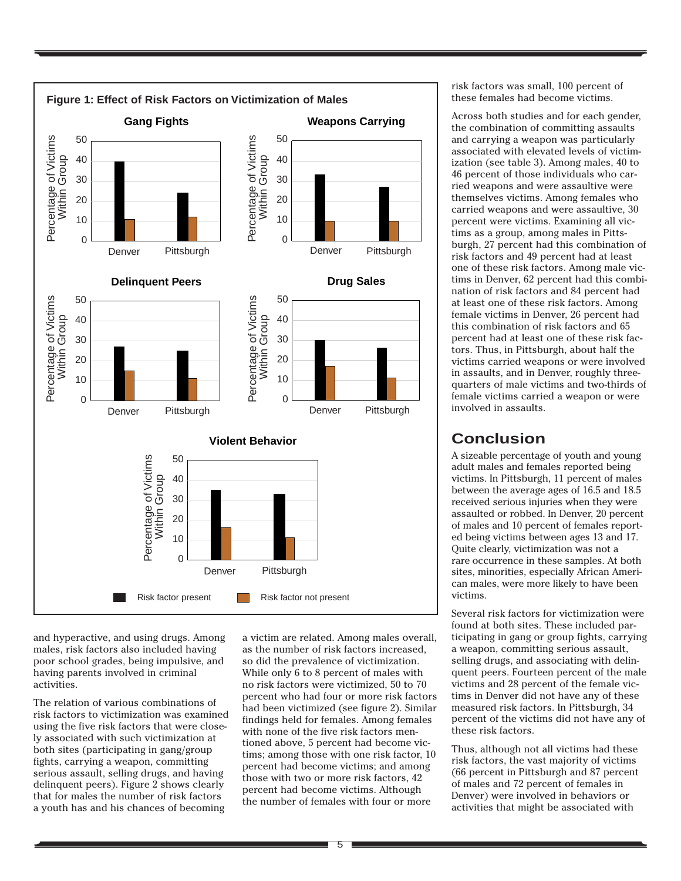**Figure 1: Effect of Risk Factors on Victimization of Males**

and hyperactive, and using drugs. Among males, risk factors also included having poor school grades, being impulsive, and having parents involved in criminal activities.

The relation of various combinations of risk factors to victimization was examined using the five risk factors that were closely associated with such victimization at both sites (participating in gang/group fights, carrying a weapon, committing serious assault, selling drugs, and having delinquent peers). Figure 2 shows clearly that for males the number of risk factors a youth has and his chances of becoming a victim are related. Among males overall, as the number of risk factors increased, so did the prevalence of victimization. While only 6 to 8 percent of males with no risk factors were victimized, 50 to 70 percent of those who had four or more risk factors had been victimized (see figure 2). Similar findings held for females. Among females with none of the five risk factors mentioned above, 5 percent had become victims; among those with one risk factor, 10 percent had become victims; and among those with two or more risk factors, 42 percent had become victims. Although the number of females with four or more risk factors was small, 100 percent of these females had become victims.

Across both studies and for each gender, the combination of committing assaults and carrying a weapon was particularly associated with elevated levels of victimization (see table 3). Among males, 40 to 46 percent of those individuals who carried weapons and were assaultive were themselves victims. Among females who carried weapons and were assaultive, 30 percent were victims. Examining all victims as a group, among males in Pittsburgh, 27 percent had this combination of risk factors and 49 percent had at least one of these risk factors. Among male victims in Denver, 62 percent had this combination of risk factors and 84 percent had at least one of these risk factors. Among female victims in Denver, 26 percent had this combination of risk factors and 65 percent had at least one of these risk factors. Thus, in Pittsburgh, about half the victims carried weapons or were involved in assaults, and in Denver, roughly three-quarters of male victims and two-thirds of female victims carried a weapon or were involved in assaults.

## Conclusion

A sizeable percentage of youth and young adult males and females reported being victims. In Pittsburgh, 11 percent of males between the average ages of 16.5 and 18.5 received serious injuries when they were assaulted or robbed. In Denver, 20 percent of males and 10 percent of females reported being victims between ages 13 and 17. Quite clearly, victimization was not a rare occurrence in these samples. At both sites, minorities, especially African American males, were more likely to have been victims.

Several risk factors for victimization were found at both sites. These included participating in gang or group fights, carrying a weapon, committing serious assault, selling drugs, and associating with delinquent peers. Fourteen percent of the male victims and 28 percent of the female victims in Denver did not have any of these measured risk factors. In Pittsburgh, 34 percent of the victims did not have any of these risk factors.

Thus, although not all victims had these risk factors, the vast majority of victims (66 percent in Pittsburgh and 87 percent of males and 72 percent of females in Denver) were involved in behaviors or activities that might be associated with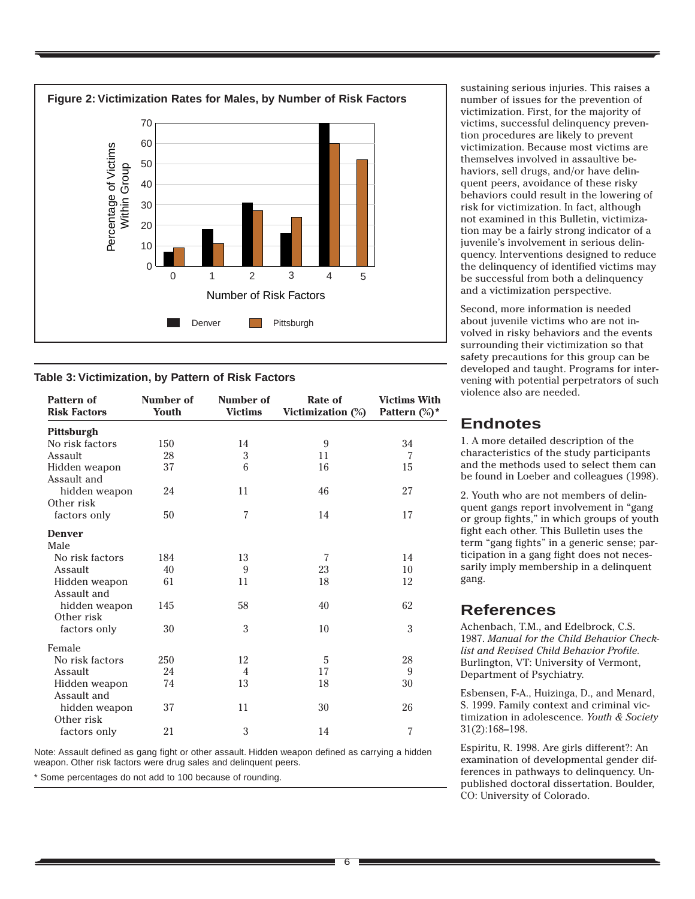**Figure 2: Victimization Rates for Males, by Number of Risk Factors**

**Table 3: Victimization, by Pattern of Risk Factors**

| Pattern of Risk Factors | Number of Youth | Number of Victims | Rate of Victimization (%) | Victims With Pattern (%)* |
|---|---|---|---|---|
| **Pittsburgh** | | | | |
| No risk factors | 150 | 14 | 9 | 34 |
| Assault | 28 | 3 | 11 | 7 |
| Hidden weapon | 37 | 6 | 16 | 15 |
| Assault and hidden weapon | 24 | 11 | 46 | 27 |
| Other risk factors only | 50 | 7 | 14 | 17 |
| **Denver** | | | | |
| Male | | | | |
| No risk factors | 184 | 13 | 7 | 14 |
| Assault | 40 | 9 | 23 | 10 |
| Hidden weapon | 61 | 11 | 18 | 12 |
| Assault and hidden weapon | 145 | 58 | 40 | 62 |
| Other risk factors only | 30 | 3 | 10 | 3 |
| Female | | | | |
| No risk factors | 250 | 12 | 5 | 28 |
| Assault | 24 | 4 | 17 | 9 |
| Hidden weapon | 74 | 13 | 18 | 30 |
| Assault and hidden weapon | 37 | 11 | 30 | 26 |
| Other risk factors only | 21 | 3 | 14 | 7 |

Note: Assault defined as gang fight or other assault. Hidden weapon defined as carrying a hidden weapon. Other risk factors were drug sales and delinquent peers.

\* Some percentages do not add to 100 because of rounding.

sustaining serious injuries. This raises a number of issues for the prevention of victimization. First, for the majority of victims, successful delinquency prevention procedures are likely to prevent victimization. Because most victims are themselves involved in assaultive behaviors, sell drugs, and/or have delinquent peers, avoidance of these risky behaviors could result in the lowering of risk for victimization. In fact, although not examined in this Bulletin, victimization may be a fairly strong indicator of a juvenile's involvement in serious delinquency. Interventions designed to reduce the delinquency of identified victims may be successful from both a delinquency and a victimization perspective.

Second, more information is needed about juvenile victims who are not involved in risky behaviors and the events surrounding their victimization so that safety precautions for this group can be developed and taught. Programs for intervening with potential perpetrators of such violence also are needed.

## Endnotes

1. A more detailed description of the characteristics of the study participants and the methods used to select them can be found in Loeber and colleagues (1998).

2. Youth who are not members of delinquent gangs report involvement in "gang or group fights," in which groups of youth fight each other. This Bulletin uses the term "gang fights" in a generic sense; participation in a gang fight does not necessarily imply membership in a delinquent gang.

## References

Achenbach, T.M., and Edelbrock, C.S. 1987. *Manual for the Child Behavior Checklist and Revised Child Behavior Profile.* Burlington, VT: University of Vermont, Department of Psychiatry.

Esbensen, F-A., Huizinga, D., and Menard, S. 1999. Family context and criminal victimization in adolescence. *Youth & Society* 31(2):168–198.

Espiritu, R. 1998. Are girls different?: An examination of developmental gender differences in pathways to delinquency. Unpublished doctoral dissertation. Boulder, CO: University of Colorado.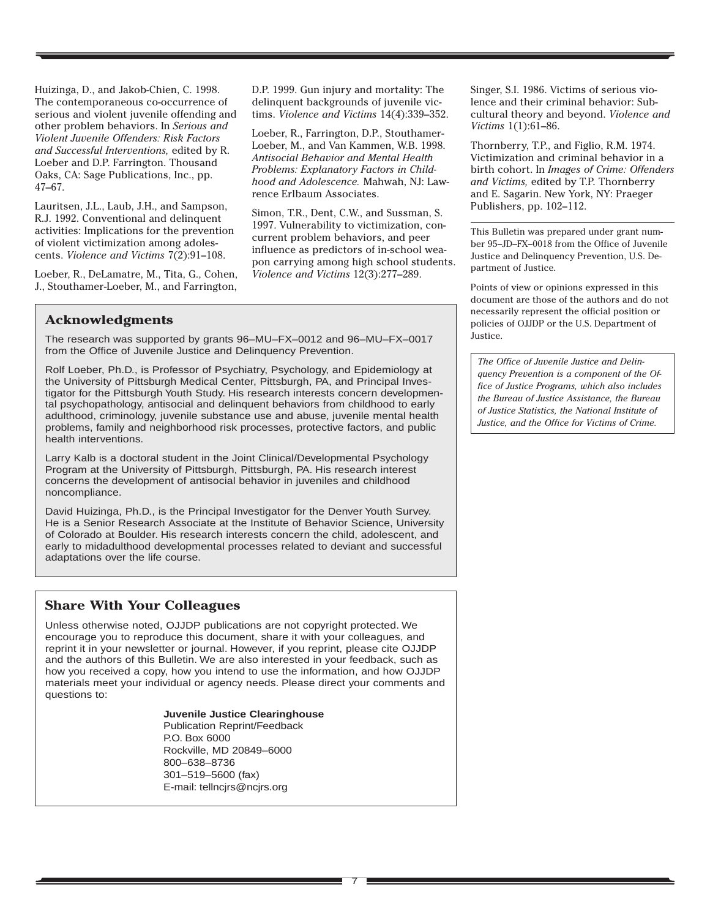Huizinga, D., and Jakob-Chien, C. 1998. The contemporaneous co-occurrence of serious and violent juvenile offending and other problem behaviors. In *Serious and Violent Juvenile Offenders: Risk Factors and Successful Interventions,* edited by R. Loeber and D.P. Farrington. Thousand Oaks, CA: Sage Publications, Inc., pp. 47–67.

Lauritsen, J.L., Laub, J.H., and Sampson, R.J. 1992. Conventional and delinquent activities: Implications for the prevention of violent victimization among adolescents. *Violence and Victims* 7(2):91–108.

Loeber, R., DeLamatre, M., Tita, G., Cohen, J., Stouthamer-Loeber, M., and Farrington, D.P. 1999. Gun injury and mortality: The delinquent backgrounds of juvenile victims. *Violence and Victims* 14(4):339–352.

Loeber, R., Farrington, D.P., Stouthamer-Loeber, M., and Van Kammen, W.B. 1998. *Antisocial Behavior and Mental Health Problems: Explanatory Factors in Childhood and Adolescence.* Mahwah, NJ: Lawrence Erlbaum Associates.

Simon, T.R., Dent, C.W., and Sussman, S. 1997. Vulnerability to victimization, concurrent problem behaviors, and peer influence as predictors of in-school weapon carrying among high school students. *Violence and Victims* 12(3):277–289.

Singer, S.I. 1986. Victims of serious violence and their criminal behavior: Subcultural theory and beyond. *Violence and Victims* 1(1):61–86.

Thornberry, T.P., and Figlio, R.M. 1974. Victimization and criminal behavior in a birth cohort. In *Images of Crime: Offenders and Victims,* edited by T.P. Thornberry and E. Sagarin. New York, NY: Praeger Publishers, pp. 102–112.

## Acknowledgments

The research was supported by grants 96–MU–FX–0012 and 96–MU–FX–0017 from the Office of Juvenile Justice and Delinquency Prevention.

Rolf Loeber, Ph.D., is Professor of Psychiatry, Psychology, and Epidemiology at the University of Pittsburgh Medical Center, Pittsburgh, PA, and Principal Investigator for the Pittsburgh Youth Study. His research interests concern developmental psychopathology, antisocial and delinquent behaviors from childhood to early adulthood, criminology, juvenile substance use and abuse, juvenile mental health problems, family and neighborhood risk processes, protective factors, and public health interventions.

Larry Kalb is a doctoral student in the Joint Clinical/Developmental Psychology Program at the University of Pittsburgh, Pittsburgh, PA. His research interest concerns the development of antisocial behavior in juveniles and childhood noncompliance.

David Huizinga, Ph.D., is the Principal Investigator for the Denver Youth Survey. He is a Senior Research Associate at the Institute of Behavior Science, University of Colorado at Boulder. His research interests concern the child, adolescent, and early to midadulthood developmental processes related to deviant and successful adaptations over the life course.

## Share With Your Colleagues

Unless otherwise noted, OJJDP publications are not copyright protected. We encourage you to reproduce this document, share it with your colleagues, and reprint it in your newsletter or journal. However, if you reprint, please cite OJJDP and the authors of this Bulletin. We are also interested in your feedback, such as how you received a copy, how you intend to use the information, and how OJJDP materials meet your individual or agency needs. Please direct your comments and questions to:

**Juvenile Justice Clearinghouse**
Publication Reprint/Feedback
P.O. Box 6000
Rockville, MD 20849–6000
800–638–8736
301–519–5600 (fax)
E-mail: tellncjrs@ncjrs.org

This Bulletin was prepared under grant number 95–JD–FX–0018 from the Office of Juvenile Justice and Delinquency Prevention, U.S. Department of Justice.

Points of view or opinions expressed in this document are those of the authors and do not necessarily represent the official position or policies of OJJDP or the U.S. Department of Justice.

*The Office of Juvenile Justice and Delinquency Prevention is a component of the Office of Justice Programs, which also includes the Bureau of Justice Assistance, the Bureau of Justice Statistics, the National Institute of Justice, and the Office for Victims of Crime.*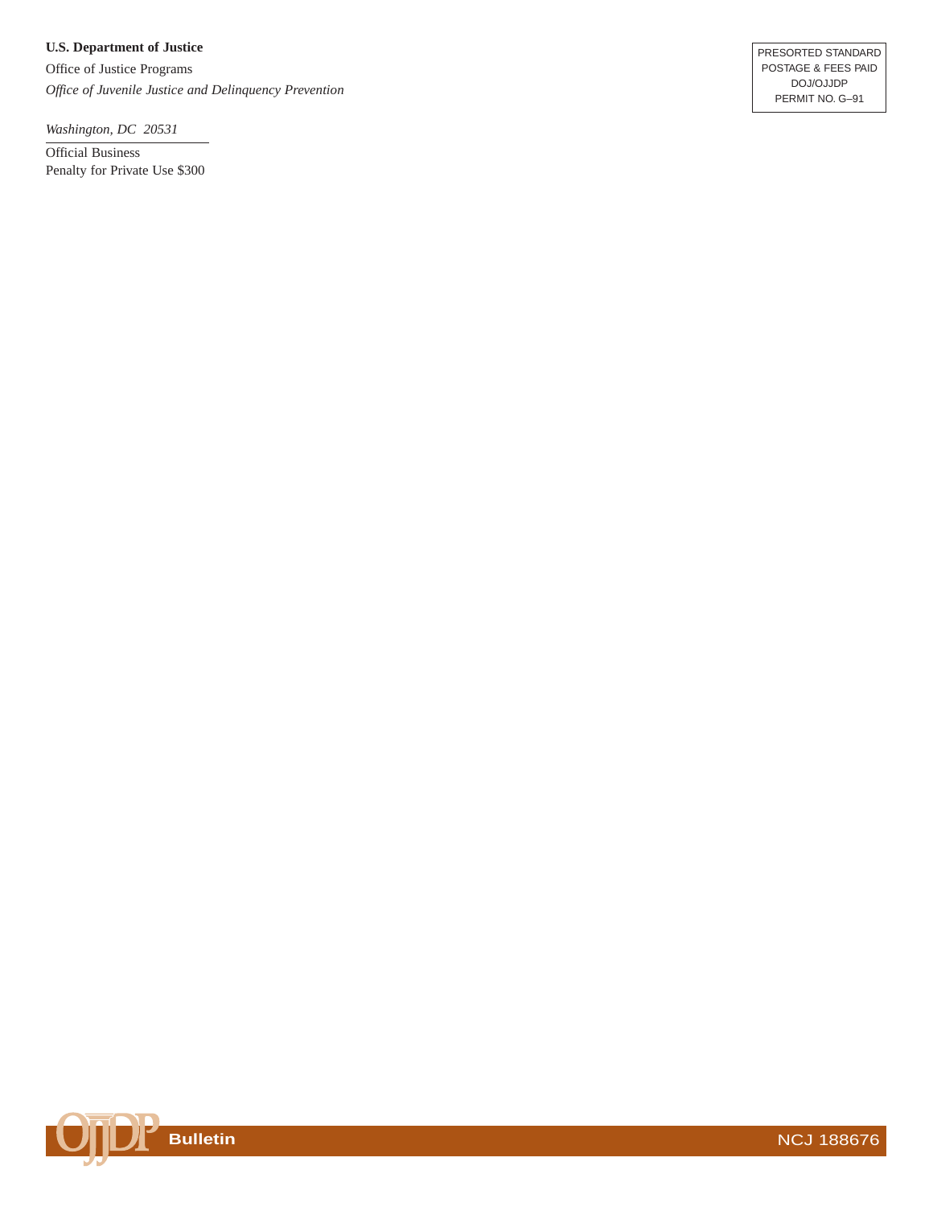**U.S. Department of Justice**

Office of Justice Programs

*Office of Juvenile Justice and Delinquency Prevention*

*Washington, DC 20531*

Official Business
Penalty for Private Use $300

PRESORTED STANDARD
POSTAGE & FEES PAID
DOJ/OJJDP
PERMIT NO. G–91

OJJDP **Bulletin** NCJ 188676